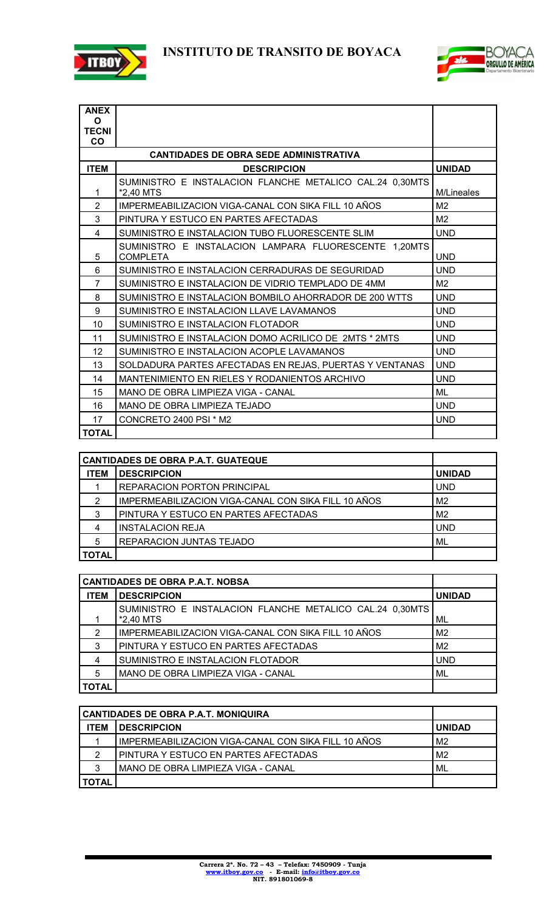# INSTITUTO DE TRANSITO DE BOYACA

| ANEXO TECNICO | | |
|---|---|---|
| | **CANTIDADES DE OBRA SEDE ADMINISTRATIVA** | |
| **ITEM** | **DESCRIPCION** | **UNIDAD** |
| 1 | SUMINISTRO E INSTALACION FLANCHE METALICO CAL.24 0,30MTS *2,40 MTS | M/Lineales |
| 2 | IMPERMEABILIZACION VIGA-CANAL CON SIKA FILL 10 AÑOS | M2 |
| 3 | PINTURA Y ESTUCO EN PARTES AFECTADAS | M2 |
| 4 | SUMINISTRO E INSTALACION TUBO FLUORESCENTE SLIM | UND |
| 5 | SUMINISTRO E INSTALACION LAMPARA FLUORESCENTE 1,20MTS COMPLETA | UND |
| 6 | SUMINISTRO E INSTALACION CERRADURAS DE SEGURIDAD | UND |
| 7 | SUMINISTRO E INSTALACION DE VIDRIO TEMPLADO DE 4MM | M2 |
| 8 | SUMINISTRO E INSTALACION BOMBILO AHORRADOR DE 200 WTTS | UND |
| 9 | SUMINISTRO E INSTALACION LLAVE LAVAMANOS | UND |
| 10 | SUMINISTRO E INSTALACION FLOTADOR | UND |
| 11 | SUMINISTRO E INSTALACION DOMO ACRILICO DE 2MTS * 2MTS | UND |
| 12 | SUMINISTRO E INSTALACION ACOPLE LAVAMANOS | UND |
| 13 | SOLDADURA PARTES AFECTADAS EN REJAS, PUERTAS Y VENTANAS | UND |
| 14 | MANTENIMIENTO EN RIELES Y RODANIENTOS ARCHIVO | UND |
| 15 | MANO DE OBRA LIMPIEZA VIGA - CANAL | ML |
| 16 | MANO DE OBRA LIMPIEZA TEJADO | UND |
| 17 | CONCRETO 2400 PSI * M2 | UND |
| **TOTAL** | | |

| **CANTIDADES DE OBRA P.A.T. GUATEQUE** | | |
|---|---|---|
| **ITEM** | **DESCRIPCION** | **UNIDAD** |
| 1 | REPARACION PORTON PRINCIPAL | UND |
| 2 | IMPERMEABILIZACION VIGA-CANAL CON SIKA FILL 10 AÑOS | M2 |
| 3 | PINTURA Y ESTUCO EN PARTES AFECTADAS | M2 |
| 4 | INSTALACION REJA | UND |
| 5 | REPARACION JUNTAS TEJADO | ML |
| **TOTAL** | | |

| **CANTIDADES DE OBRA P.A.T. NOBSA** | | |
|---|---|---|
| **ITEM** | **DESCRIPCION** | **UNIDAD** |
| 1 | SUMINISTRO E INSTALACION FLANCHE METALICO CAL.24 0,30MTS *2,40 MTS | ML |
| 2 | IMPERMEABILIZACION VIGA-CANAL CON SIKA FILL 10 AÑOS | M2 |
| 3 | PINTURA Y ESTUCO EN PARTES AFECTADAS | M2 |
| 4 | SUMINISTRO E INSTALACION FLOTADOR | UND |
| 5 | MANO DE OBRA LIMPIEZA VIGA - CANAL | ML |
| **TOTAL** | | |

| **CANTIDADES DE OBRA P.A.T. MONIQUIRA** | | |
|---|---|---|
| **ITEM** | **DESCRIPCION** | **UNIDAD** |
| 1 | IMPERMEABILIZACION VIGA-CANAL CON SIKA FILL 10 AÑOS | M2 |
| 2 | PINTURA Y ESTUCO EN PARTES AFECTADAS | M2 |
| 3 | MANO DE OBRA LIMPIEZA VIGA - CANAL | ML |
| **TOTAL** | | |